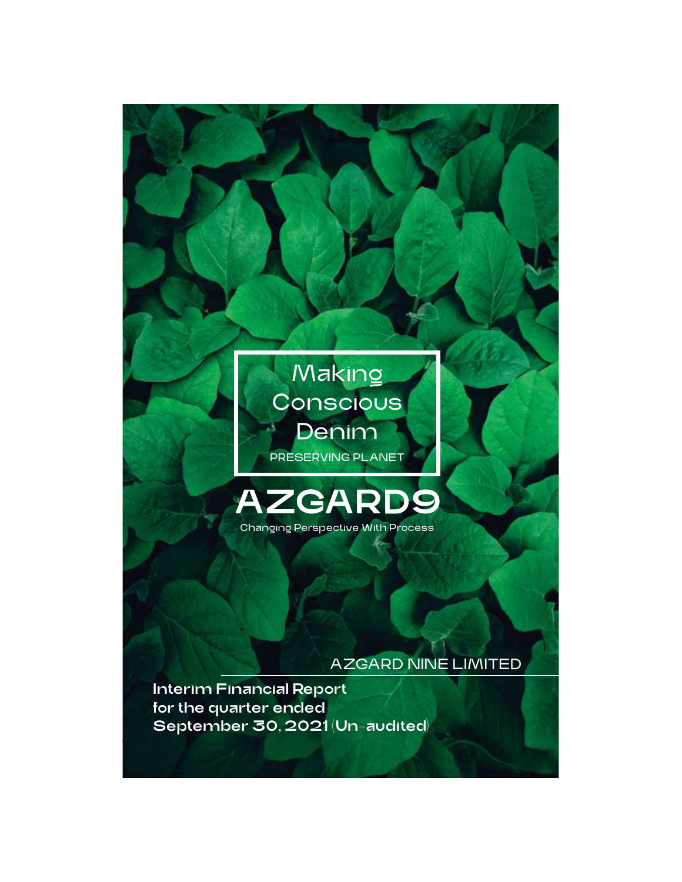Making
Conscious
Denim

PRESERVING PLANET

# AZGARD9

Changing Perspective With Process

AZGARD NINE LIMITED

**Interim Financial Report**
**for the quarter ended**
**September 30, 2021 (Un-audited)**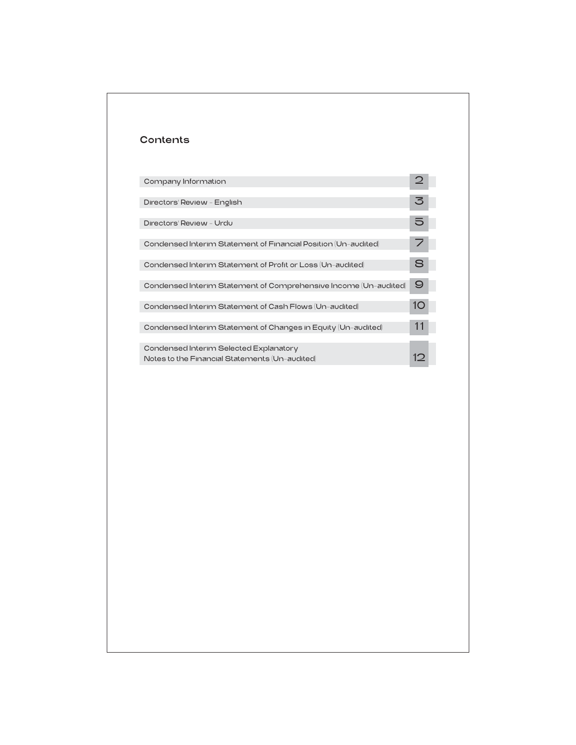## Contents

| | |
|---|---|
| Company Information | 2 |
| Directors' Review - English | 3 |
| Directors' Review - Urdu | 5 |
| Condensed Interim Statement of Financial Position (Un-audited) | 7 |
| Condensed Interim Statement of Profit or Loss (Un-audited) | 8 |
| Condensed Interim Statement of Comprehensive Income (Un-audited) | 9 |
| Condensed Interim Statement of Cash Flows (Un-audited) | 10 |
| Condensed Interim Statement of Changes in Equity (Un-audited) | 11 |
| Condensed Interim Selected Explanatory Notes to the Financial Statements (Un-audited) | 12 |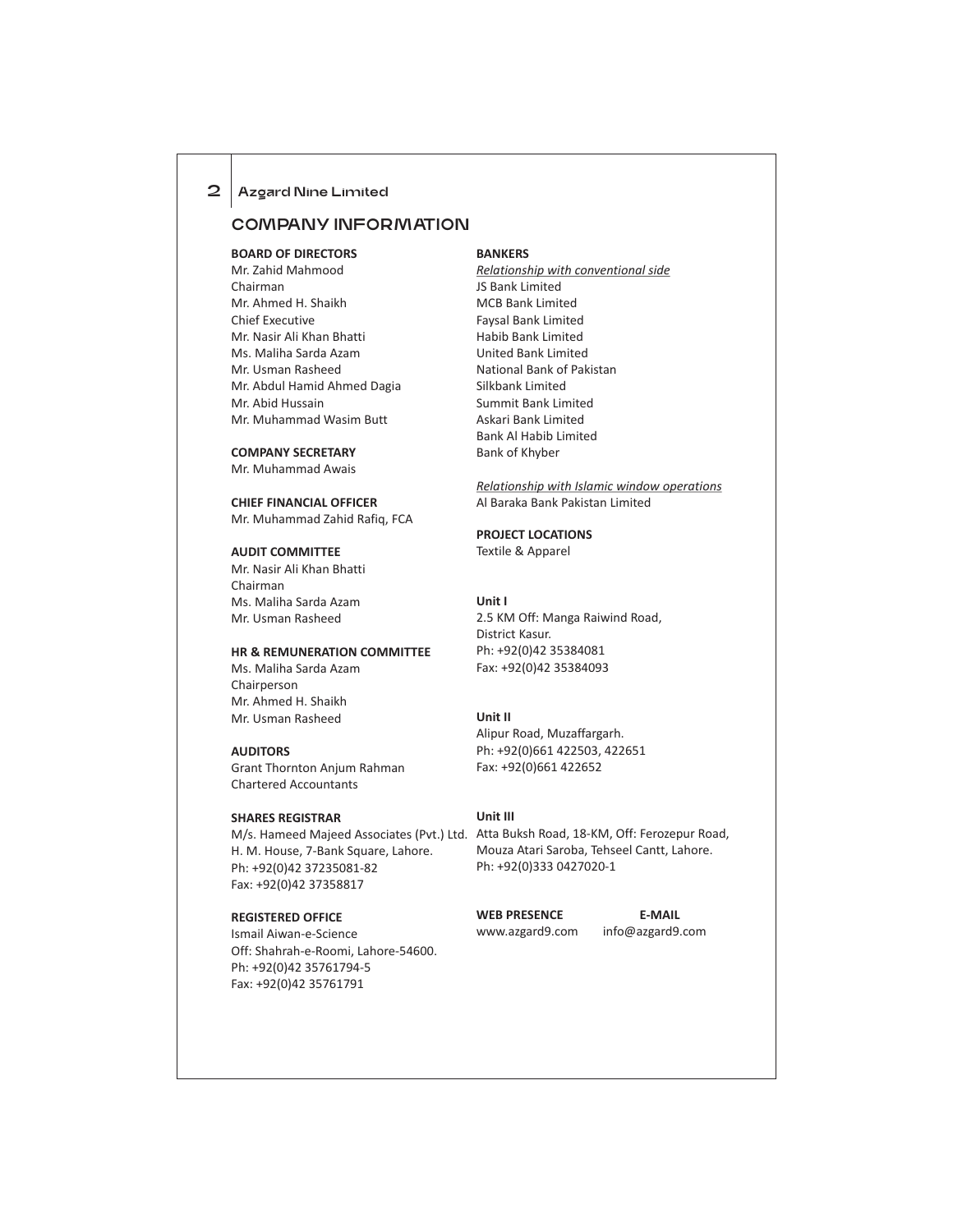## COMPANY INFORMATION

**BOARD OF DIRECTORS**
Mr. Zahid Mahmood
Chairman
Mr. Ahmed H. Shaikh
Chief Executive
Mr. Nasir Ali Khan Bhatti
Ms. Maliha Sarda Azam
Mr. Usman Rasheed
Mr. Abdul Hamid Ahmed Dagia
Mr. Abid Hussain
Mr. Muhammad Wasim Butt

**COMPANY SECRETARY**
Mr. Muhammad Awais

**CHIEF FINANCIAL OFFICER**
Mr. Muhammad Zahid Rafiq, FCA

**AUDIT COMMITTEE**
Mr. Nasir Ali Khan Bhatti
Chairman
Ms. Maliha Sarda Azam
Mr. Usman Rasheed

**HR & REMUNERATION COMMITTEE**
Ms. Maliha Sarda Azam
Chairperson
Mr. Ahmed H. Shaikh
Mr. Usman Rasheed

**AUDITORS**
Grant Thornton Anjum Rahman
Chartered Accountants

**SHARES REGISTRAR**
M/s. Hameed Majeed Associates (Pvt.) Ltd.
H. M. House, 7-Bank Square, Lahore.
Ph: +92(0)42 37235081-82
Fax: +92(0)42 37358817

**REGISTERED OFFICE**
Ismail Aiwan-e-Science
Off: Shahrah-e-Roomi, Lahore-54600.
Ph: +92(0)42 35761794-5
Fax: +92(0)42 35761791

**BANKERS**
*Relationship with conventional side*
JS Bank Limited
MCB Bank Limited
Faysal Bank Limited
Habib Bank Limited
United Bank Limited
National Bank of Pakistan
Silkbank Limited
Summit Bank Limited
Askari Bank Limited
Bank Al Habib Limited
Bank of Khyber

*Relationship with Islamic window operations*
Al Baraka Bank Pakistan Limited

**PROJECT LOCATIONS**
Textile & Apparel

**Unit I**
2.5 KM Off: Manga Raiwind Road,
District Kasur.
Ph: +92(0)42 35384081
Fax: +92(0)42 35384093

**Unit II**
Alipur Road, Muzaffargarh.
Ph: +92(0)661 422503, 422651
Fax: +92(0)661 422652

**Unit III**
Atta Buksh Road, 18-KM, Off: Ferozepur Road,
Mouza Atari Saroba, Tehseel Cantt, Lahore.
Ph: +92(0)333 0427020-1

**WEB PRESENCE**
www.azgard9.com

**E-MAIL**
info@azgard9.com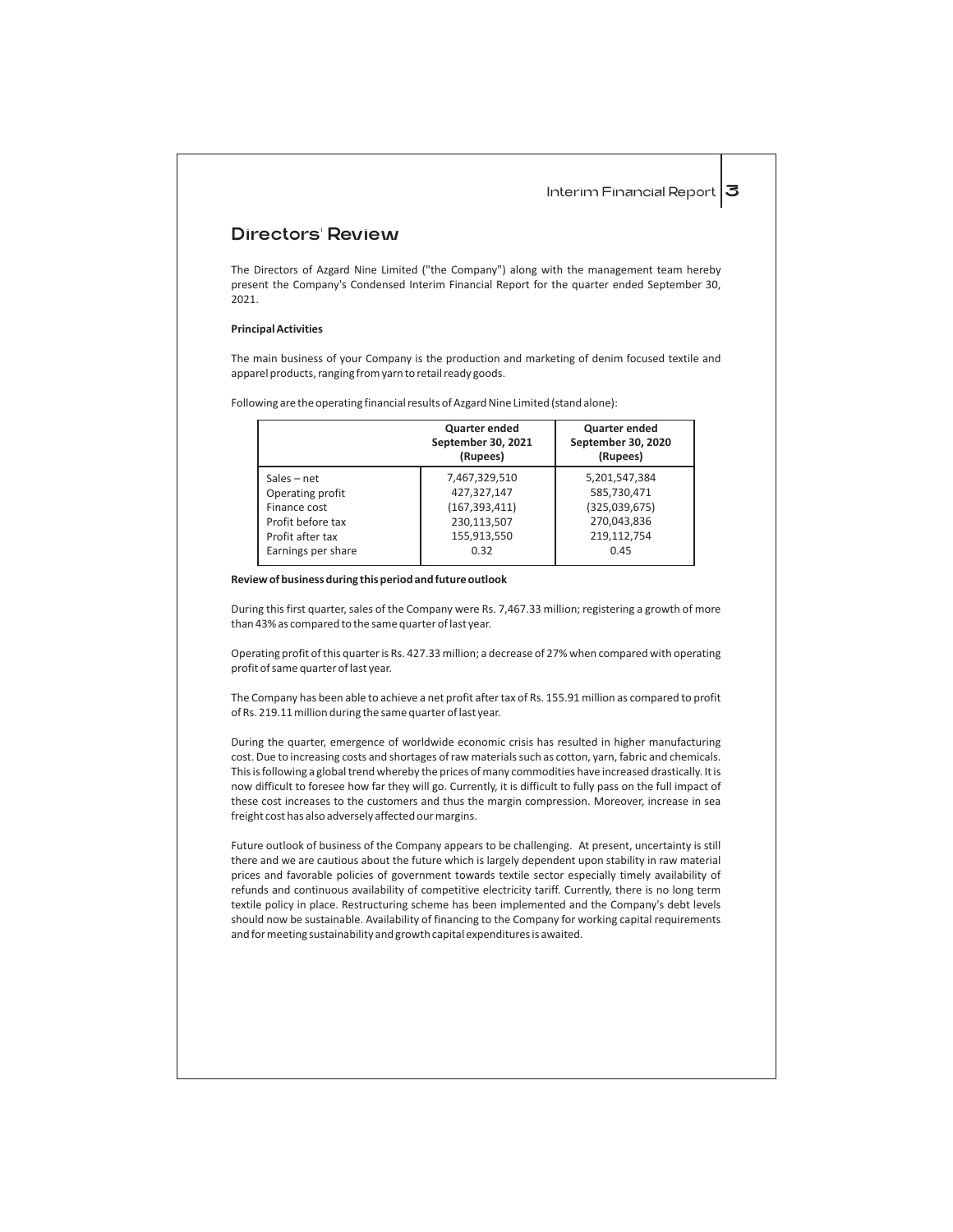# Directors' Review

The Directors of Azgard Nine Limited ("the Company") along with the management team hereby present the Company's Condensed Interim Financial Report for the quarter ended September 30, 2021.

**Principal Activities**

The main business of your Company is the production and marketing of denim focused textile and apparel products, ranging from yarn to retail ready goods.

Following are the operating financial results of Azgard Nine Limited (stand alone):

| | Quarter ended September 30, 2021 (Rupees) | Quarter ended September 30, 2020 (Rupees) |
|---|---|---|
| Sales – net | 7,467,329,510 | 5,201,547,384 |
| Operating profit | 427,327,147 | 585,730,471 |
| Finance cost | (167,393,411) | (325,039,675) |
| Profit before tax | 230,113,507 | 270,043,836 |
| Profit after tax | 155,913,550 | 219,112,754 |
| Earnings per share | 0.32 | 0.45 |

**Review of business during this period and future outlook**

During this first quarter, sales of the Company were Rs. 7,467.33 million; registering a growth of more than 43% as compared to the same quarter of last year.

Operating profit of this quarter is Rs. 427.33 million; a decrease of 27% when compared with operating profit of same quarter of last year.

The Company has been able to achieve a net profit after tax of Rs. 155.91 million as compared to profit of Rs. 219.11 million during the same quarter of last year.

During the quarter, emergence of worldwide economic crisis has resulted in higher manufacturing cost. Due to increasing costs and shortages of raw materials such as cotton, yarn, fabric and chemicals. This is following a global trend whereby the prices of many commodities have increased drastically. It is now difficult to foresee how far they will go. Currently, it is difficult to fully pass on the full impact of these cost increases to the customers and thus the margin compression. Moreover, increase in sea freight cost has also adversely affected our margins.

Future outlook of business of the Company appears to be challenging. At present, uncertainty is still there and we are cautious about the future which is largely dependent upon stability in raw material prices and favorable policies of government towards textile sector especially timely availability of refunds and continuous availability of competitive electricity tariff. Currently, there is no long term textile policy in place. Restructuring scheme has been implemented and the Company's debt levels should now be sustainable. Availability of financing to the Company for working capital requirements and for meeting sustainability and growth capital expenditures is awaited.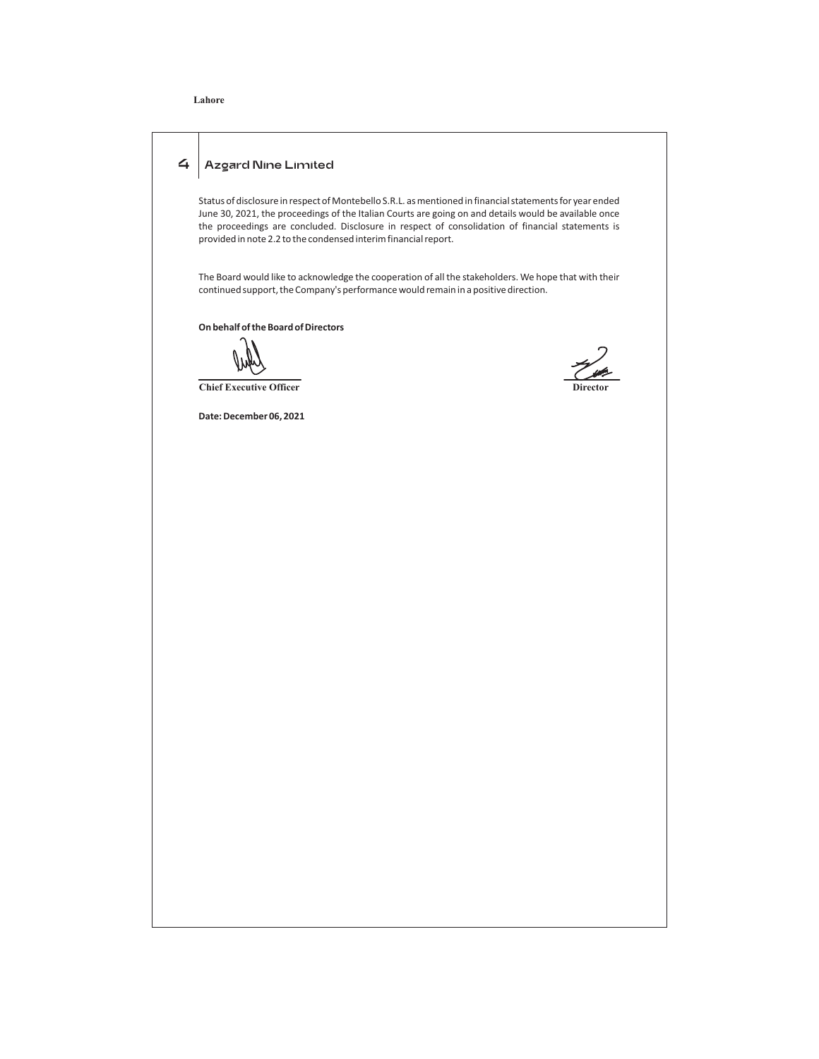Lahore

Status of disclosure in respect of Montebello S.R.L. as mentioned in financial statements for year ended June 30, 2021, the proceedings of the Italian Courts are going on and details would be available once the proceedings are concluded. Disclosure in respect of consolidation of financial statements is provided in note 2.2 to the condensed interim financial report.

The Board would like to acknowledge the cooperation of all the stakeholders. We hope that with their continued support, the Company's performance would remain in a positive direction.

**On behalf of the Board of Directors**

| **Chief Executive Officer** | **Director** |
| --- | --- |

**Date: December 06, 2021**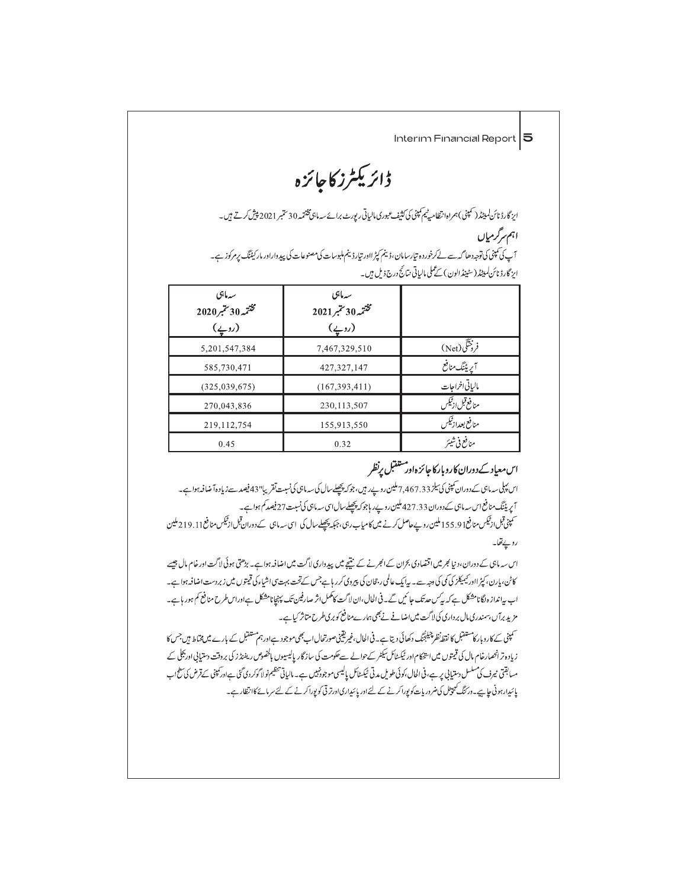# ڈائریکٹرز کا جائزہ

ایز گارڈ نائن لمیٹڈ (کمپنی) ہمراہ انتظامیہ کمپنی کی کثیف عبوری مالیاتی رپورٹ برائے سہ ماہی مختتمہ 30 ستمبر 2021 پیش کرتے ہیں۔

## اہم سرگرمیاں

آپ کی کمپنی کی توجہ دھاگہ سے لے کر خوردہ تیار سامان، ڈینم کپڑا اور تیار ڈینم ملبوسات کی مصنوعات کی پیداوار اور مارکیٹنگ پر مرکوز ہے۔

ایز گارڈ نائن لمیٹڈ (سٹینڈ الون) کے عملی مالیاتی نتائج درج ذیل ہیں۔

| | سہ ماہی مختتمہ 30 ستمبر 2021 (روپے) | سہ ماہی مختتمہ 30 ستمبر 2020 (روپے) |
|---|---|---|
| فروختگی (Net) | 7,467,329,510 | 5,201,547,384 |
| آپریٹنگ منافع | 427,327,147 | 585,730,471 |
| مالیاتی اخراجات | (167,393,411) | (325,039,675) |
| منافع قبل از ٹیکس | 230,113,507 | 270,043,836 |
| منافع بعد از ٹیکس | 155,913,550 | 219,112,754 |
| منافع فی شیئر | 0.32 | 0.45 |

## اس معیاد کے دوران کاروبار کا جائزہ اور مستقبل پر نظر

اس پہلی سہ ماہی کے دوران کمپنی کی سیلز 7,467.33 ملین روپے رہیں، جو کہ پچھلے سال کی سہ ماہی کی نسبت تقریباً 43 فیصد سے زیادہ اضافہ ہوا ہے۔

آپریٹنگ منافع اس سہ ماہی کے دوران 427.33 ملین روپے رہا جو کہ پچھلے سال اسی سہ ماہی کی نسبت 27 فیصد کم ہوا ہے۔

کمپنی قبل از ٹیکس منافع 155.91 ملین روپے حاصل کرنے میں کامیاب رہی، جبکہ پچھلے سال کی اسی سہ ماہی کے دوران قبل از ٹیکس منافع 219.11 ملین روپے تھا۔

اس سہ ماہی کے دوران، دنیا بھر میں اقتصادی بحران کے ابھرنے کے نتیجے میں پیداواری لاگت میں اضافہ ہوا ہے۔ بڑھتی ہوئی لاگت اور خام مال جیسے کاٹن، یارن، کپڑا اور کیمیکلز کی کمی کی وجہ سے۔ یہ ایک عالمی رجحان کی پیروی کر رہا ہے، جس کے تحت بہت سی اشیاء کی قیمتوں میں زبردست اضافہ ہوا ہے۔ اب یہ اندازہ لگانا مشکل ہے کہ یہ کس حد تک جائیں گے۔ فی الحال، ان لاگت کا مکمل اثر صارفین تک پہنچانا مشکل ہے اور اس طرح منافع کم ہو رہا ہے۔ مزید برآں، سمندری مال برداری کی لاگت میں اضافے نے بھی ہمارے منافع کو بری طرح متاثر کیا ہے۔

کمپنی کے کاروبار کا مستقبل کا نقطہ نظر چیلنجنگ دکھائی دیتا ہے۔ فی الحال، غیر یقینی صورتحال اب بھی موجود ہے اور ہم مستقبل کے بارے میں محتاط ہیں جس کا زیادہ تر انحصار خام مال کی قیمتوں میں استحکام اور ٹیکسٹائل سیکٹر کے حوالے سے حکومت کی سازگار پالیسیوں بالخصوص ریفنڈز کی بروقت دستیابی اور بجلی کے مسابقتی ٹیرف کی مسلسل دستیابی پر ہے، فی الحال، کوئی طویل مدتی ٹیکسٹائل پالیسی موجود نہیں ہے۔ مالیاتی تنظیم نو لاگو کر دی گئی ہے اور کمپنی کے قرض کی سطح اب پائیدار ہونی چاہیے۔ ورکنگ کیپٹل کی ضروریات کو پورا کرنے کے لئے اور پائیداری اور ترقی کو پورا کرنے کے لئے سرمائے کا انتظار ہے۔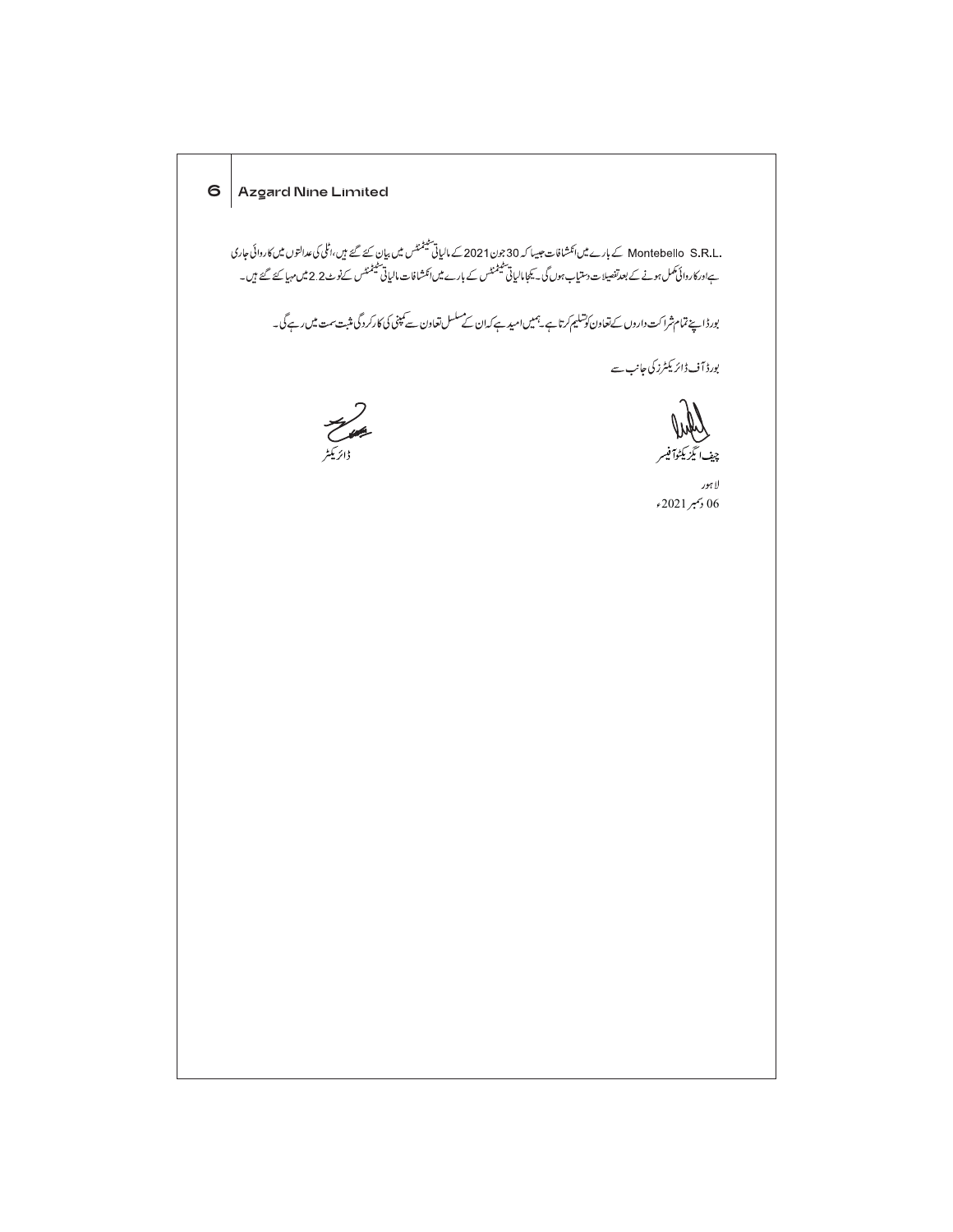Montebello S.R.L. کے بارے میں انکشافات جیسا کہ 30 جون 2021 کے مالیاتی سٹیٹمنٹس میں بیان کیے گئے ہیں، اٹلی کی عدالتوں میں کارروائی جاری ہے اور کارروائی مکمل ہونے کے بعد تفصیلات دستیاب ہوں گی۔ یکجا مالیاتی سٹیٹمنٹس کے بارے میں انکشافات مالیاتی سٹیٹمنٹس کے نوٹ 2.2 میں مہیا کیے گئے ہیں۔

بورڈ اپنے تمام شراکت داروں کے تعاون کو تسلیم کرتا ہے۔ ہمیں امید ہے کہ ان کے مسلسل تعاون سے کمپنی کی کارکردگی مثبت سمت میں رہے گی۔

بورڈ آف ڈائریکٹرز کی جانب سے

چیف ایگزیکٹو آفیسر

ڈائریکٹر

لاہور
06 دسمبر 2021ء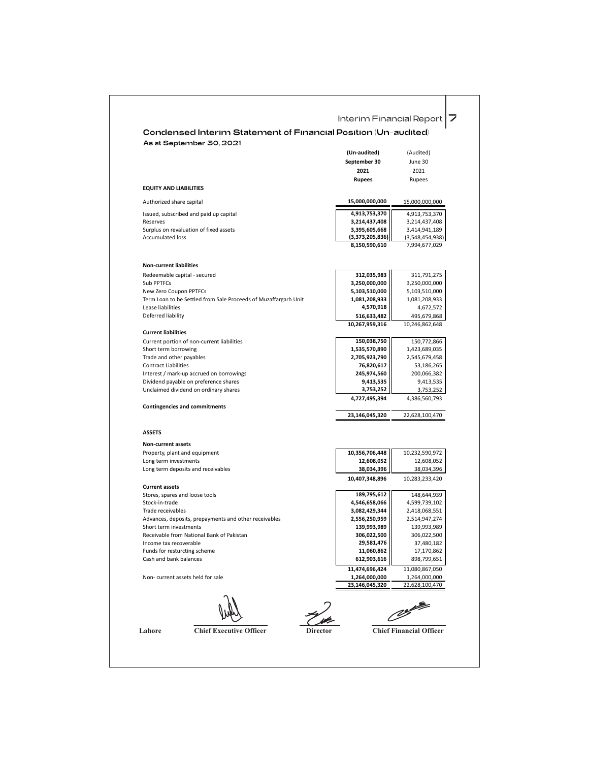## Condensed Interim Statement of Financial Position (Un-audited)

### As at September 30, 2021

| | (Un-audited) September 30 2021 Rupees | (Audited) June 30 2021 Rupees |
|---|---|---|
| **EQUITY AND LIABILITIES** | | |
| Authorized share capital | **15,000,000,000** | 15,000,000,000 |
| Issued, subscribed and paid up capital | **4,913,753,370** | 4,913,753,370 |
| Reserves | **3,214,437,408** | 3,214,437,408 |
| Surplus on revaluation of fixed assets | **3,395,605,668** | 3,414,941,189 |
| Accumulated loss | **(3,373,205,836)** | (3,548,454,938) |
| | **8,150,590,610** | 7,994,677,029 |
| **Non-current liabilities** | | |
| Redeemable capital - secured | **312,035,983** | 311,791,275 |
| Sub PPTFCs | **3,250,000,000** | 3,250,000,000 |
| New Zero Coupon PPTFCs | **5,103,510,000** | 5,103,510,000 |
| Term Loan to be Settled from Sale Proceeds of Muzaffargarh Unit | **1,081,208,933** | 1,081,208,933 |
| Lease liabilities | **4,570,918** | 4,672,572 |
| Deferred liability | **516,633,482** | 495,679,868 |
| | **10,267,959,316** | 10,246,862,648 |
| **Current liabilities** | | |
| Current portion of non-current liabilities | **150,038,750** | 150,772,866 |
| Short term borrowing | **1,535,570,890** | 1,423,689,035 |
| Trade and other payables | **2,705,923,790** | 2,545,679,458 |
| Contract Liabilities | **76,820,617** | 53,186,265 |
| Interest / mark-up accrued on borrowings | **245,974,560** | 200,066,382 |
| Dividend payable on preference shares | **9,413,535** | 9,413,535 |
| Unclaimed dividend on ordinary shares | **3,753,252** | 3,753,252 |
| | **4,727,495,394** | 4,386,560,793 |
| **Contingencies and commitments** | | |
| | **23,146,045,320** | 22,628,100,470 |
| **ASSETS** | | |
| **Non-current assets** | | |
| Property, plant and equipment | **10,356,706,448** | 10,232,590,972 |
| Long term investments | **12,608,052** | 12,608,052 |
| Long term deposits and receivables | **38,034,396** | 38,034,396 |
| | **10,407,348,896** | 10,283,233,420 |
| **Current assets** | | |
| Stores, spares and loose tools | **189,795,612** | 148,644,939 |
| Stock-in-trade | **4,546,658,066** | 4,599,739,102 |
| Trade receivables | **3,082,429,344** | 2,418,068,551 |
| Advances, deposits, prepayments and other receivables | **2,556,250,959** | 2,514,947,274 |
| Short term investments | **139,993,989** | 139,993,989 |
| Receivable from National Bank of Pakistan | **306,022,500** | 306,022,500 |
| Income tax recoverable | **29,581,476** | 37,480,182 |
| Funds for resturcting scheme | **11,060,862** | 17,170,862 |
| Cash and bank balances | **612,903,616** | 898,799,651 |
| | **11,474,696,424** | 11,080,867,050 |
| Non- current assets held for sale | **1,264,000,000** | 1,264,000,000 |
| | **23,146,045,320** | 22,628,100,470 |

Lahore | **Chief Executive Officer** | **Director** | **Chief Financial Officer**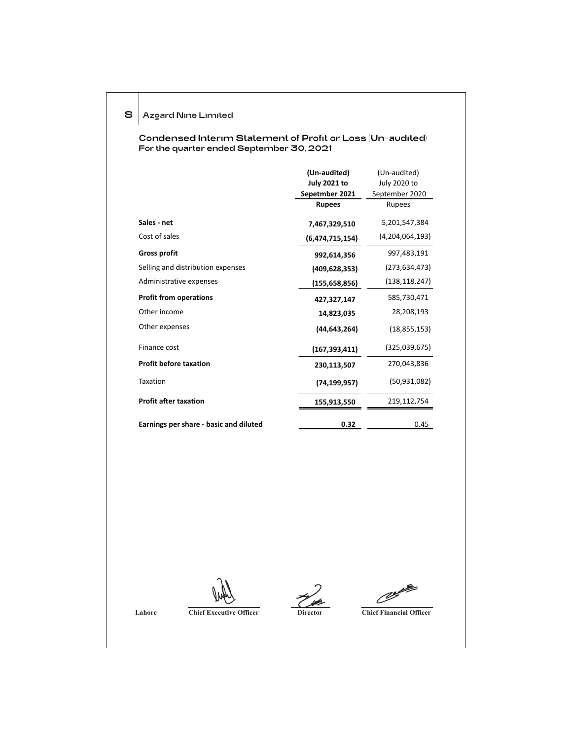## Condensed Interim Statement of Profit or Loss (Un-audited)
### For the quarter ended September 30, 2021

| | (Un-audited) July 2021 to Sepetmber 2021 Rupees | (Un-audited) July 2020 to September 2020 Rupees |
|---|---|---|
| **Sales - net** | **7,467,329,510** | 5,201,547,384 |
| Cost of sales | **(6,474,715,154)** | (4,204,064,193) |
| **Gross profit** | **992,614,356** | 997,483,191 |
| Selling and distribution expenses | **(409,628,353)** | (273,634,473) |
| Administrative expenses | **(155,658,856)** | (138,118,247) |
| **Profit from operations** | **427,327,147** | 585,730,471 |
| Other income | **14,823,035** | 28,208,193 |
| Other expenses | **(44,643,264)** | (18,855,153) |
| Finance cost | **(167,393,411)** | (325,039,675) |
| **Profit before taxation** | **230,113,507** | 270,043,836 |
| Taxation | **(74,199,957)** | (50,931,082) |
| **Profit after taxation** | **155,913,550** | 219,112,754 |
| **Earnings per share - basic and diluted** | **0.32** | 0.45 |

Lahore

Chief Executive Officer | Director | Chief Financial Officer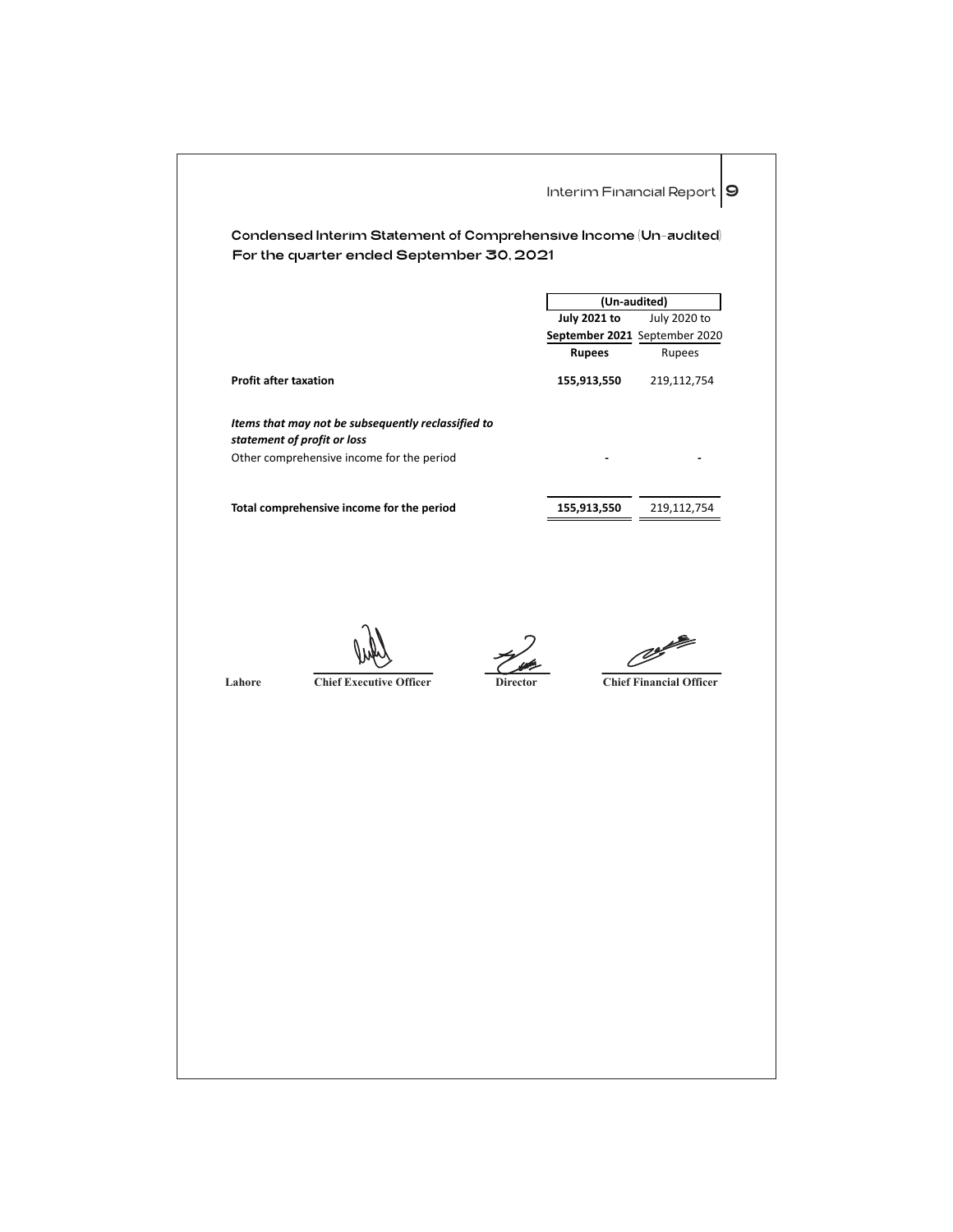# Condensed Interim Statement of Comprehensive Income (Un-audited)
## For the quarter ended September 30, 2021

| | (Un-audited) | |
|---|---|---|
| | **July 2021 to September 2021** | July 2020 to September 2020 |
| | **Rupees** | Rupees |
| **Profit after taxation** | **155,913,550** | 219,112,754 |
| ***Items that may not be subsequently reclassified to statement of profit or loss*** | | |
| Other comprehensive income for the period | - | - |
| **Total comprehensive income for the period** | **155,913,550** | 219,112,754 |

Lahore

Chief Executive Officer

Director

Chief Financial Officer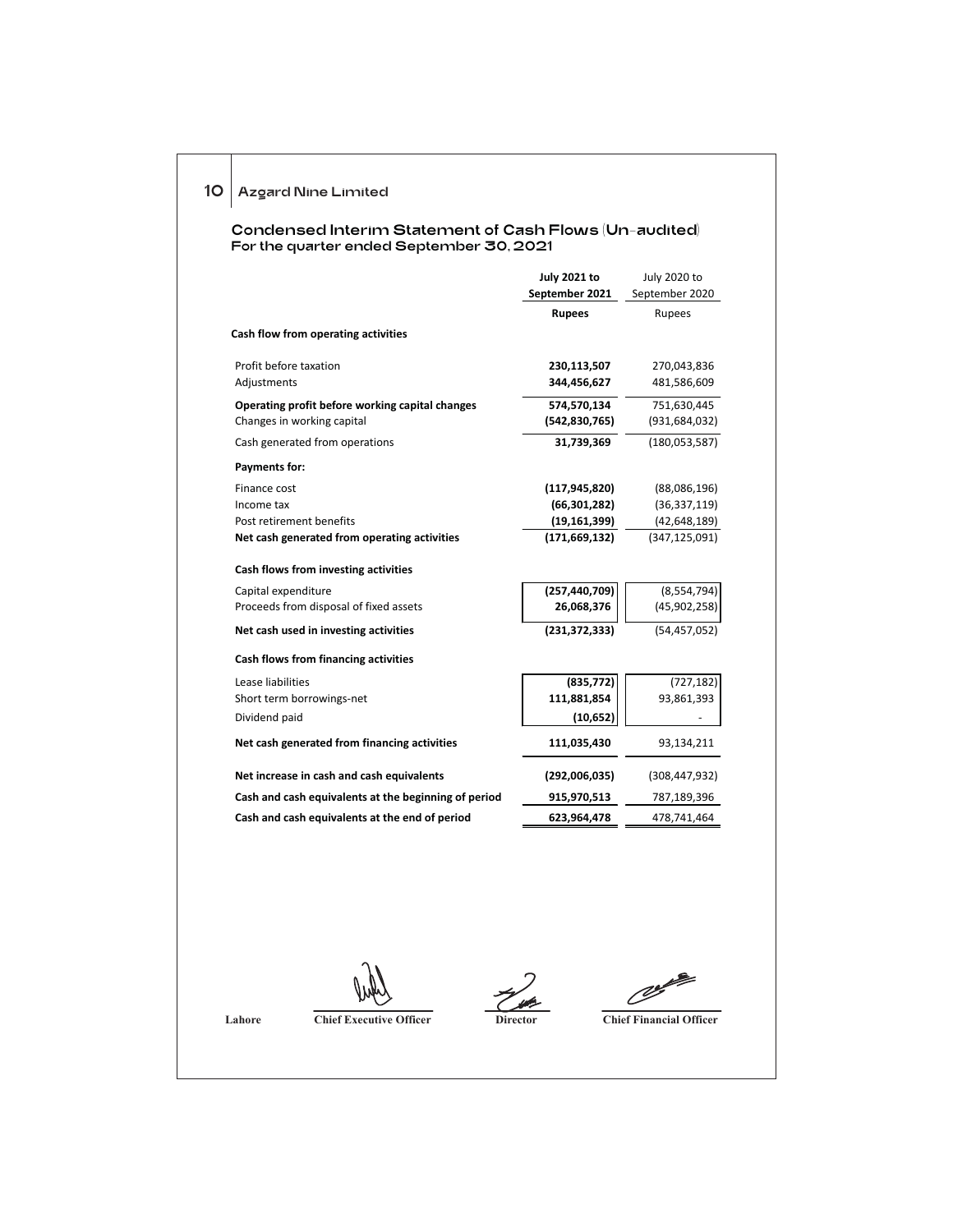## Condensed Interim Statement of Cash Flows (Un-audited)
### For the quarter ended September 30, 2021

| | July 2021 to September 2021 | July 2020 to September 2020 |
|---|---|---|
| | **Rupees** | Rupees |
| **Cash flow from operating activities** | | |
| Profit before taxation | **230,113,507** | 270,043,836 |
| Adjustments | **344,456,627** | 481,586,609 |
| **Operating profit before working capital changes** | **574,570,134** | 751,630,445 |
| Changes in working capital | **(542,830,765)** | (931,684,032) |
| Cash generated from operations | **31,739,369** | (180,053,587) |
| **Payments for:** | | |
| Finance cost | **(117,945,820)** | (88,086,196) |
| Income tax | **(66,301,282)** | (36,337,119) |
| Post retirement benefits | **(19,161,399)** | (42,648,189) |
| **Net cash generated from operating activities** | **(171,669,132)** | (347,125,091) |
| **Cash flows from investing activities** | | |
| Capital expenditure | **(257,440,709)** | (8,554,794) |
| Proceeds from disposal of fixed assets | **26,068,376** | (45,902,258) |
| **Net cash used in investing activities** | **(231,372,333)** | (54,457,052) |
| **Cash flows from financing activities** | | |
| Lease liabilities | **(835,772)** | (727,182) |
| Short term borrowings-net | **111,881,854** | 93,861,393 |
| Dividend paid | **(10,652)** | - |
| **Net cash generated from financing activities** | **111,035,430** | 93,134,211 |
| **Net increase in cash and cash equivalents** | **(292,006,035)** | (308,447,932) |
| **Cash and cash equivalents at the beginning of period** | **915,970,513** | 787,189,396 |
| **Cash and cash equivalents at the end of period** | **623,964,478** | 478,741,464 |

Lahore

**Chief Executive Officer** | **Director** | **Chief Financial Officer**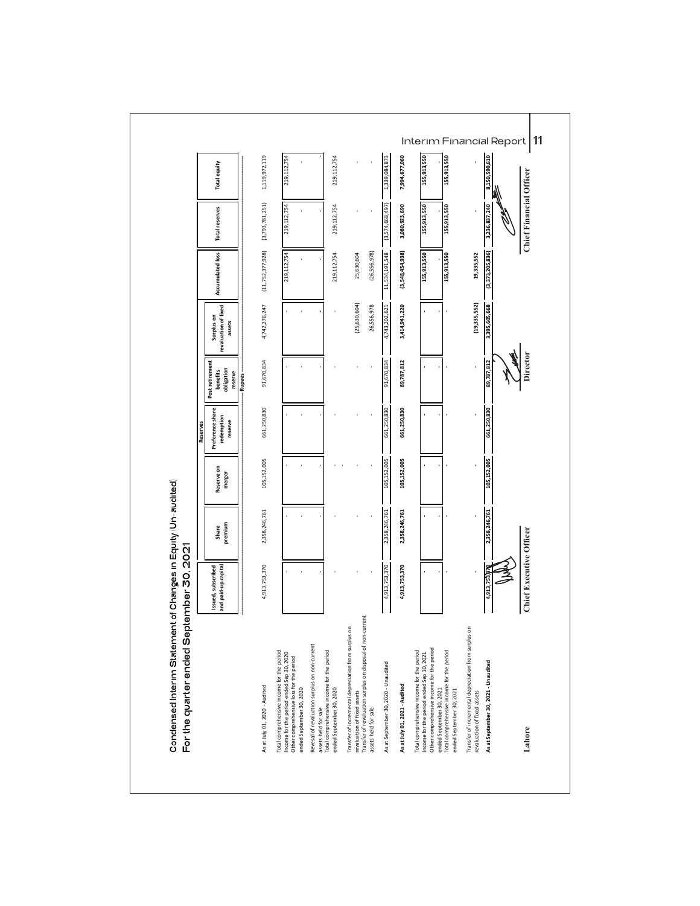# Condensed Interim Statement of Changes in Equity (Un-audited)
## For the quarter ended September 30, 2021

| | Issued, subscribed and paid-up capital | Reserves | | | | | | | Total equity |
|---|---|---|---|---|---|---|---|---|---|
| | | Share premium | Reserve on merger | Preference share redemption reserve | Post retirement benefits obligation reserve | Surplus on revaluation of fixed assets | Accumulated loss | Total reserves | |
| | Rupees | | | | | | | | |
| As at July 01, 2020 - Audited | 4,913,753,370 | 2,358,246,761 | 105,152,005 | 661,250,830 | 91,670,834 | 4,742,276,247 | (11,752,377,928) | (3,793,781,251) | 1,119,972,119 |
| Total comprehensive income for the period | | | | | | | | | |
| Income for the period ended Sep 30, 2020 | - | - | - | - | - | - | 219,112,754 | 219,112,754 | 219,112,754 |
| Other comprehensive loss for the period ended September 30, 2020 | - | - | - | - | - | - | - | - | - |
| Reversal of revaluation surplus on non-current assets held for sale | - | - | - | - | - | - | - | - | - |
| Total comprehensive income for the period ended September 30, 2020 | - | - | - | - | - | - | 219,112,754 | 219,112,754 | 219,112,754 |
| Transfer of incremental depreciation from surplus on revaluation of fixed assets | - | - | - | - | - | (25,630,604) | 25,630,604 | - | - |
| Transfer of revaluation surplus on disposal of non-current assets held for sale | - | - | - | - | - | 26,556,978 | (26,556,978) | - | - |
| As at September 30, 2020 - Unaudited | 4,913,753,370 | 2,358,246,761 | 105,152,005 | 661,250,830 | 91,670,834 | 4,743,202,621 | 11,534,191,548 | (3,574,668,497) | 1,339,084,873 |
| **As at July 01, 2021 - Audited** | **4,913,753,370** | **2,358,246,761** | **105,152,005** | **661,250,830** | **89,787,812** | **3,414,941,220** | **(3,548,454,938)** | **3,080,923,690** | **7,994,677,060** |
| Total comprehensive income for the period | | | | | | | | | |
| Income for the period ended Sep 30, 2021 | - | - | - | - | - | - | 155,913,550 | 155,913,550 | 155,913,550 |
| Other comprehensive income for the period ended September 30, 2021 | - | - | - | - | - | - | - | - | - |
| Total comprehensive income for the period ended September 30, 2021 | - | - | - | - | - | - | 155,913,550 | 155,913,550 | 155,913,550 |
| Transfer of incremental depreciation from surplus on revaluation of fixed assets | - | - | - | - | - | (19,335,552) | 19,335,552 | - | - |
| **As at September 30, 2021 - Unaudited** | **4,913,753,370** | **2,358,246,761** | **105,152,005** | **661,250,830** | **89,787,812** | **3,395,605,668** | **(3,373,205,836)** | **3,236,837,240** | **8,150,590,610** |

**Lahore**

**Chief Executive Officer** | **Director** | **Chief Financial Officer**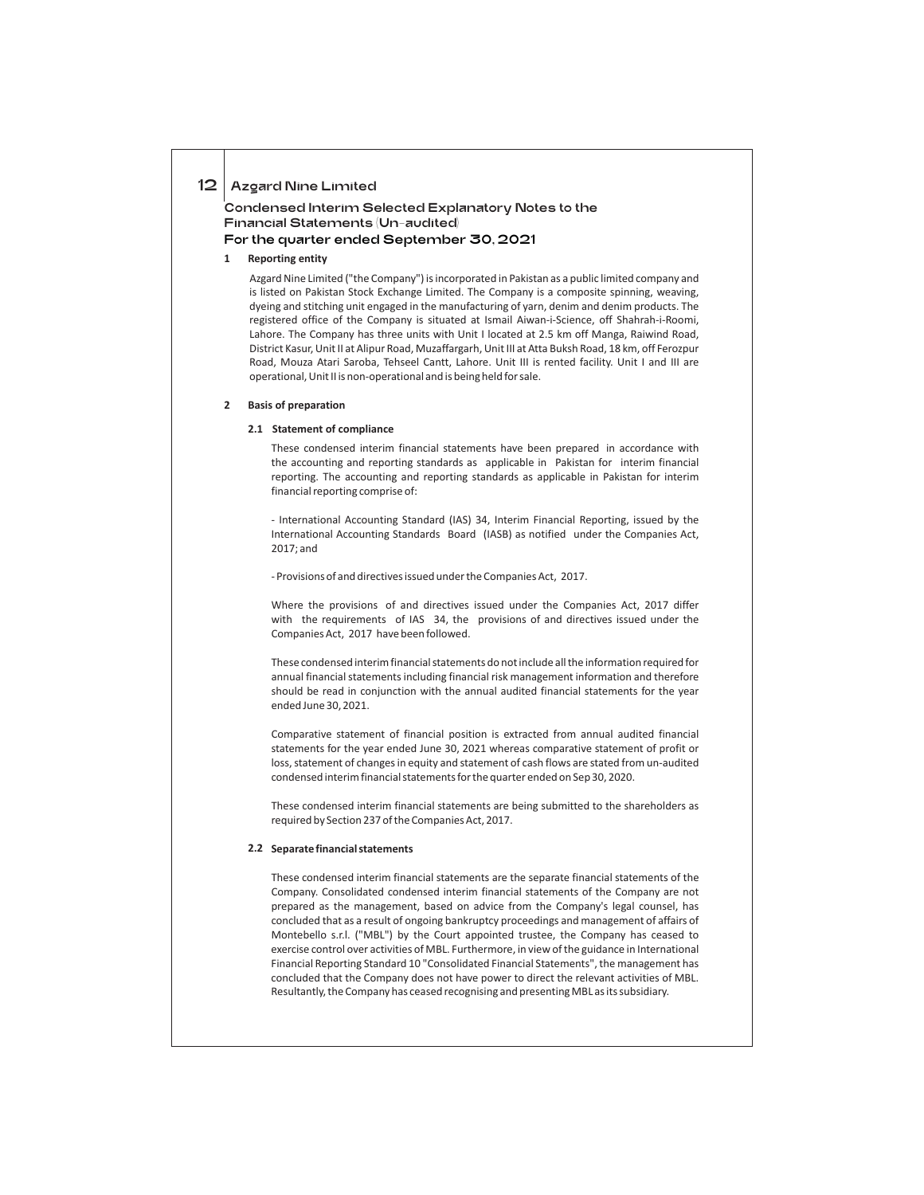## Condensed Interim Selected Explanatory Notes to the Financial Statements (Un-audited)

## For the quarter ended September 30, 2021

### 1 Reporting entity

Azgard Nine Limited ("the Company") is incorporated in Pakistan as a public limited company and is listed on Pakistan Stock Exchange Limited. The Company is a composite spinning, weaving, dyeing and stitching unit engaged in the manufacturing of yarn, denim and denim products. The registered office of the Company is situated at Ismail Aiwan-i-Science, off Shahrah-i-Roomi, Lahore. The Company has three units with Unit I located at 2.5 km off Manga, Raiwind Road, District Kasur, Unit II at Alipur Road, Muzaffargarh, Unit III at Atta Buksh Road, 18 km, off Ferozpur Road, Mouza Atari Saroba, Tehseel Cantt, Lahore. Unit III is rented facility. Unit I and III are operational, Unit II is non-operational and is being held for sale.

### 2 Basis of preparation

#### 2.1 Statement of compliance

These condensed interim financial statements have been prepared in accordance with the accounting and reporting standards as applicable in Pakistan for interim financial reporting. The accounting and reporting standards as applicable in Pakistan for interim financial reporting comprise of:

- International Accounting Standard (IAS) 34, Interim Financial Reporting, issued by the International Accounting Standards Board (IASB) as notified under the Companies Act, 2017; and

- Provisions of and directives issued under the Companies Act, 2017.

Where the provisions of and directives issued under the Companies Act, 2017 differ with the requirements of IAS 34, the provisions of and directives issued under the Companies Act, 2017 have been followed.

These condensed interim financial statements do not include all the information required for annual financial statements including financial risk management information and therefore should be read in conjunction with the annual audited financial statements for the year ended June 30, 2021.

Comparative statement of financial position is extracted from annual audited financial statements for the year ended June 30, 2021 whereas comparative statement of profit or loss, statement of changes in equity and statement of cash flows are stated from un-audited condensed interim financial statements for the quarter ended on Sep 30, 2020.

These condensed interim financial statements are being submitted to the shareholders as required by Section 237 of the Companies Act, 2017.

#### 2.2 Separate financial statements

These condensed interim financial statements are the separate financial statements of the Company. Consolidated condensed interim financial statements of the Company are not prepared as the management, based on advice from the Company's legal counsel, has concluded that as a result of ongoing bankruptcy proceedings and management of affairs of Montebello s.r.l. ("MBL") by the Court appointed trustee, the Company has ceased to exercise control over activities of MBL. Furthermore, in view of the guidance in International Financial Reporting Standard 10 "Consolidated Financial Statements", the management has concluded that the Company does not have power to direct the relevant activities of MBL. Resultantly, the Company has ceased recognising and presenting MBL as its subsidiary.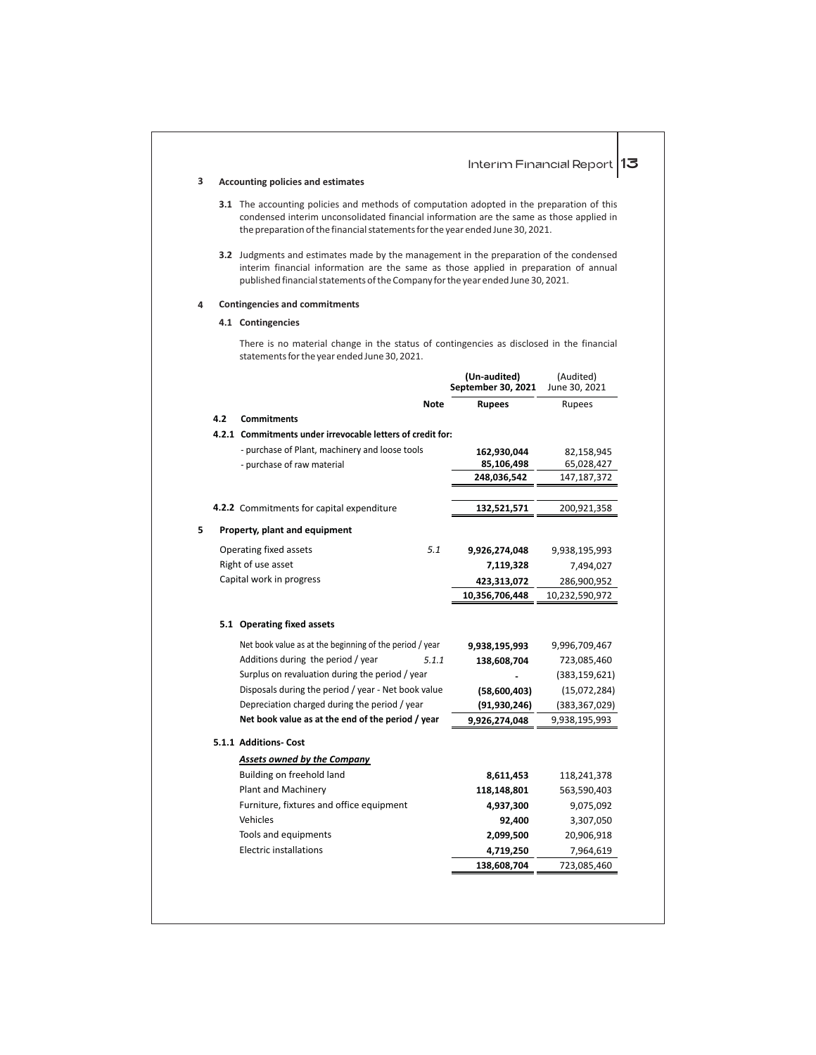## 3 Accounting policies and estimates

**3.1** The accounting policies and methods of computation adopted in the preparation of this condensed interim unconsolidated financial information are the same as those applied in the preparation of the financial statements for the year ended June 30, 2021.

**3.2** Judgments and estimates made by the management in the preparation of the condensed interim financial information are the same as those applied in preparation of annual published financial statements of the Company for the year ended June 30, 2021.

## 4 Contingencies and commitments

### 4.1 Contingencies

There is no material change in the status of contingencies as disclosed in the financial statements for the year ended June 30, 2021.

| | Note | (Un-audited) September 30, 2021 Rupees | (Audited) June 30, 2021 Rupees |
|---|---|---|---|
| **4.2 Commitments** | | | |
| **4.2.1 Commitments under irrevocable letters of credit for:** | | | |
| - purchase of Plant, machinery and loose tools | | **162,930,044** | 82,158,945 |
| - purchase of raw material | | **85,106,498** | 65,028,427 |
| | | **248,036,542** | 147,187,372 |
| **4.2.2** Commitments for capital expenditure | | **132,521,571** | 200,921,358 |
| **5 Property, plant and equipment** | | | |
| Operating fixed assets | 5.1 | **9,926,274,048** | 9,938,195,993 |
| Right of use asset | | **7,119,328** | 7,494,027 |
| Capital work in progress | | **423,313,072** | 286,900,952 |
| | | **10,356,706,448** | 10,232,590,972 |
| **5.1 Operating fixed assets** | | | |
| Net book value as at the beginning of the period / year | | **9,938,195,993** | 9,996,709,467 |
| Additions during the period / year | 5.1.1 | **138,608,704** | 723,085,460 |
| Surplus on revaluation during the period / year | | **-** | (383,159,621) |
| Disposals during the period / year - Net book value | | **(58,600,403)** | (15,072,284) |
| Depreciation charged during the period / year | | **(91,930,246)** | (383,367,029) |
| **Net book value as at the end of the period / year** | | **9,926,274,048** | 9,938,195,993 |
| **5.1.1 Additions- Cost** | | | |
| ***Assets owned by the Company*** | | | |
| Building on freehold land | | **8,611,453** | 118,241,378 |
| Plant and Machinery | | **118,148,801** | 563,590,403 |
| Furniture, fixtures and office equipment | | **4,937,300** | 9,075,092 |
| Vehicles | | **92,400** | 3,307,050 |
| Tools and equipments | | **2,099,500** | 20,906,918 |
| Electric installations | | **4,719,250** | 7,964,619 |
| | | **138,608,704** | 723,085,460 |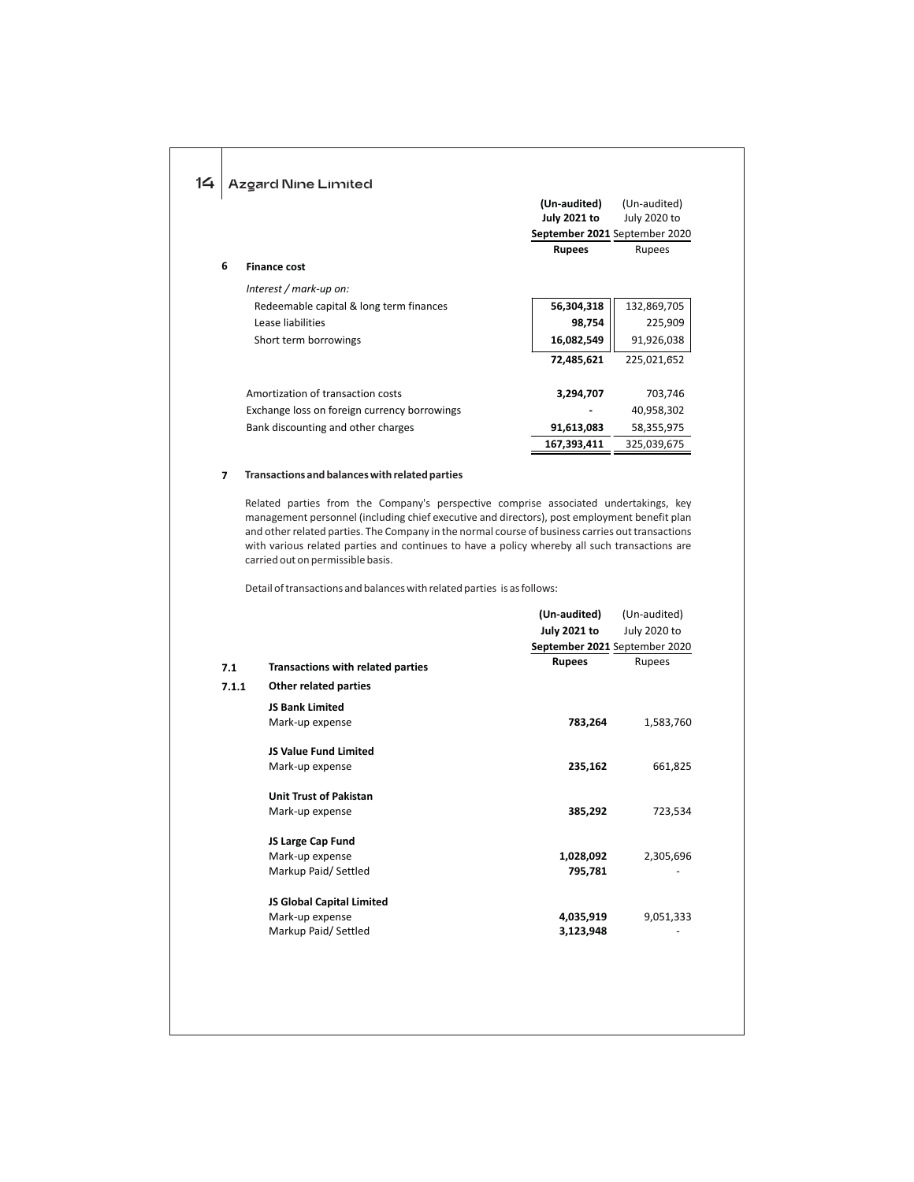| | (Un-audited) July 2021 to September 2021 | (Un-audited) July 2020 to September 2020 |
|---|---|---|
| | **Rupees** | Rupees |
| **6 Finance cost** | | |
| *Interest / mark-up on:* | | |
| Redeemable capital & long term finances | **56,304,318** | 132,869,705 |
| Lease liabilities | **98,754** | 225,909 |
| Short term borrowings | **16,082,549** | 91,926,038 |
| | **72,485,621** | 225,021,652 |
| Amortization of transaction costs | **3,294,707** | 703,746 |
| Exchange loss on foreign currency borrowings | **-** | 40,958,302 |
| Bank discounting and other charges | **91,613,083** | 58,355,975 |
| | **167,393,411** | 325,039,675 |

## 7 Transactions and balances with related parties

Related parties from the Company's perspective comprise associated undertakings, key management personnel (including chief executive and directors), post employment benefit plan and other related parties. The Company in the normal course of business carries out transactions with various related parties and continues to have a policy whereby all such transactions are carried out on permissible basis.

Detail of transactions and balances with related parties is as follows:

| | (Un-audited) July 2021 to September 2021 | (Un-audited) July 2020 to September 2020 |
|---|---|---|
| **7.1 Transactions with related parties** | **Rupees** | Rupees |
| **7.1.1 Other related parties** | | |
| **JS Bank Limited** | | |
| Mark-up expense | **783,264** | 1,583,760 |
| **JS Value Fund Limited** | | |
| Mark-up expense | **235,162** | 661,825 |
| **Unit Trust of Pakistan** | | |
| Mark-up expense | **385,292** | 723,534 |
| **JS Large Cap Fund** | | |
| Mark-up expense | **1,028,092** | 2,305,696 |
| Markup Paid/ Settled | **795,781** | - |
| **JS Global Capital Limited** | | |
| Mark-up expense | **4,035,919** | 9,051,333 |
| Markup Paid/ Settled | **3,123,948** | - |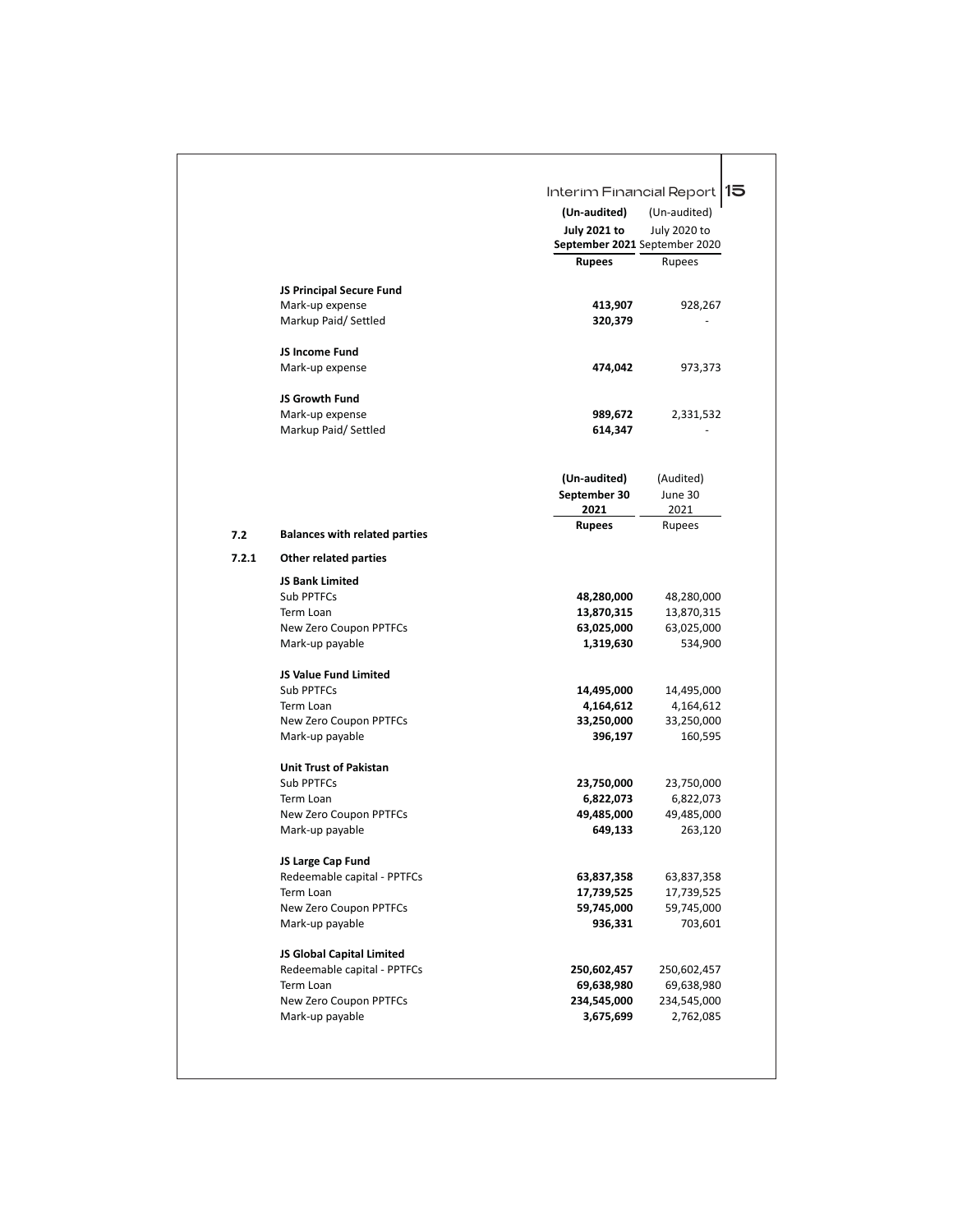| | (Un-audited) July 2021 to September 2021 | (Un-audited) July 2020 to September 2020 |
|---|---|---|
| | **Rupees** | Rupees |
| **JS Principal Secure Fund** | | |
| Mark-up expense | **413,907** | 928,267 |
| Markup Paid/ Settled | **320,379** | - |
| **JS Income Fund** | | |
| Mark-up expense | **474,042** | 973,373 |
| **JS Growth Fund** | | |
| Mark-up expense | **989,672** | 2,331,532 |
| Markup Paid/ Settled | **614,347** | - |

| | (Un-audited) September 30 2021 | (Audited) June 30 2021 |
|---|---|---|
| | **Rupees** | Rupees |

**7.2 Balances with related parties**

**7.2.1 Other related parties**

| | (Un-audited) September 30 2021 | (Audited) June 30 2021 |
|---|---|---|
| | **Rupees** | Rupees |
| **JS Bank Limited** | | |
| Sub PPTFCs | **48,280,000** | 48,280,000 |
| Term Loan | **13,870,315** | 13,870,315 |
| New Zero Coupon PPTFCs | **63,025,000** | 63,025,000 |
| Mark-up payable | **1,319,630** | 534,900 |
| **JS Value Fund Limited** | | |
| Sub PPTFCs | **14,495,000** | 14,495,000 |
| Term Loan | **4,164,612** | 4,164,612 |
| New Zero Coupon PPTFCs | **33,250,000** | 33,250,000 |
| Mark-up payable | **396,197** | 160,595 |
| **Unit Trust of Pakistan** | | |
| Sub PPTFCs | **23,750,000** | 23,750,000 |
| Term Loan | **6,822,073** | 6,822,073 |
| New Zero Coupon PPTFCs | **49,485,000** | 49,485,000 |
| Mark-up payable | **649,133** | 263,120 |
| **JS Large Cap Fund** | | |
| Redeemable capital - PPTFCs | **63,837,358** | 63,837,358 |
| Term Loan | **17,739,525** | 17,739,525 |
| New Zero Coupon PPTFCs | **59,745,000** | 59,745,000 |
| Mark-up payable | **936,331** | 703,601 |
| **JS Global Capital Limited** | | |
| Redeemable capital - PPTFCs | **250,602,457** | 250,602,457 |
| Term Loan | **69,638,980** | 69,638,980 |
| New Zero Coupon PPTFCs | **234,545,000** | 234,545,000 |
| Mark-up payable | **3,675,699** | 2,762,085 |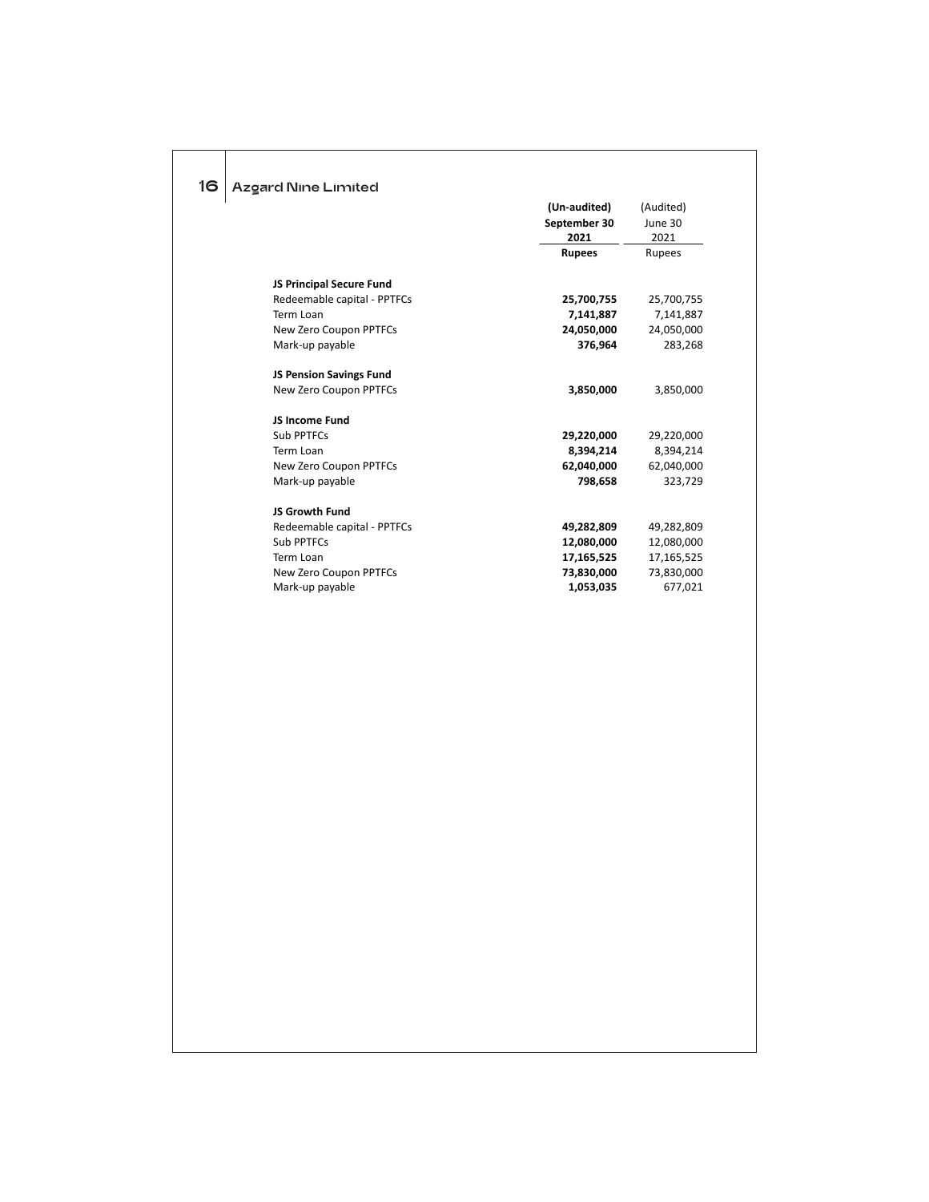| | (Un-audited) September 30 2021 | (Audited) June 30 2021 |
|---|---|---|
| | **Rupees** | Rupees |
| **JS Principal Secure Fund** | | |
| Redeemable capital - PPTFCs | **25,700,755** | 25,700,755 |
| Term Loan | **7,141,887** | 7,141,887 |
| New Zero Coupon PPTFCs | **24,050,000** | 24,050,000 |
| Mark-up payable | **376,964** | 283,268 |
| **JS Pension Savings Fund** | | |
| New Zero Coupon PPTFCs | **3,850,000** | 3,850,000 |
| **JS Income Fund** | | |
| Sub PPTFCs | **29,220,000** | 29,220,000 |
| Term Loan | **8,394,214** | 8,394,214 |
| New Zero Coupon PPTFCs | **62,040,000** | 62,040,000 |
| Mark-up payable | **798,658** | 323,729 |
| **JS Growth Fund** | | |
| Redeemable capital - PPTFCs | **49,282,809** | 49,282,809 |
| Sub PPTFCs | **12,080,000** | 12,080,000 |
| Term Loan | **17,165,525** | 17,165,525 |
| New Zero Coupon PPTFCs | **73,830,000** | 73,830,000 |
| Mark-up payable | **1,053,035** | 677,021 |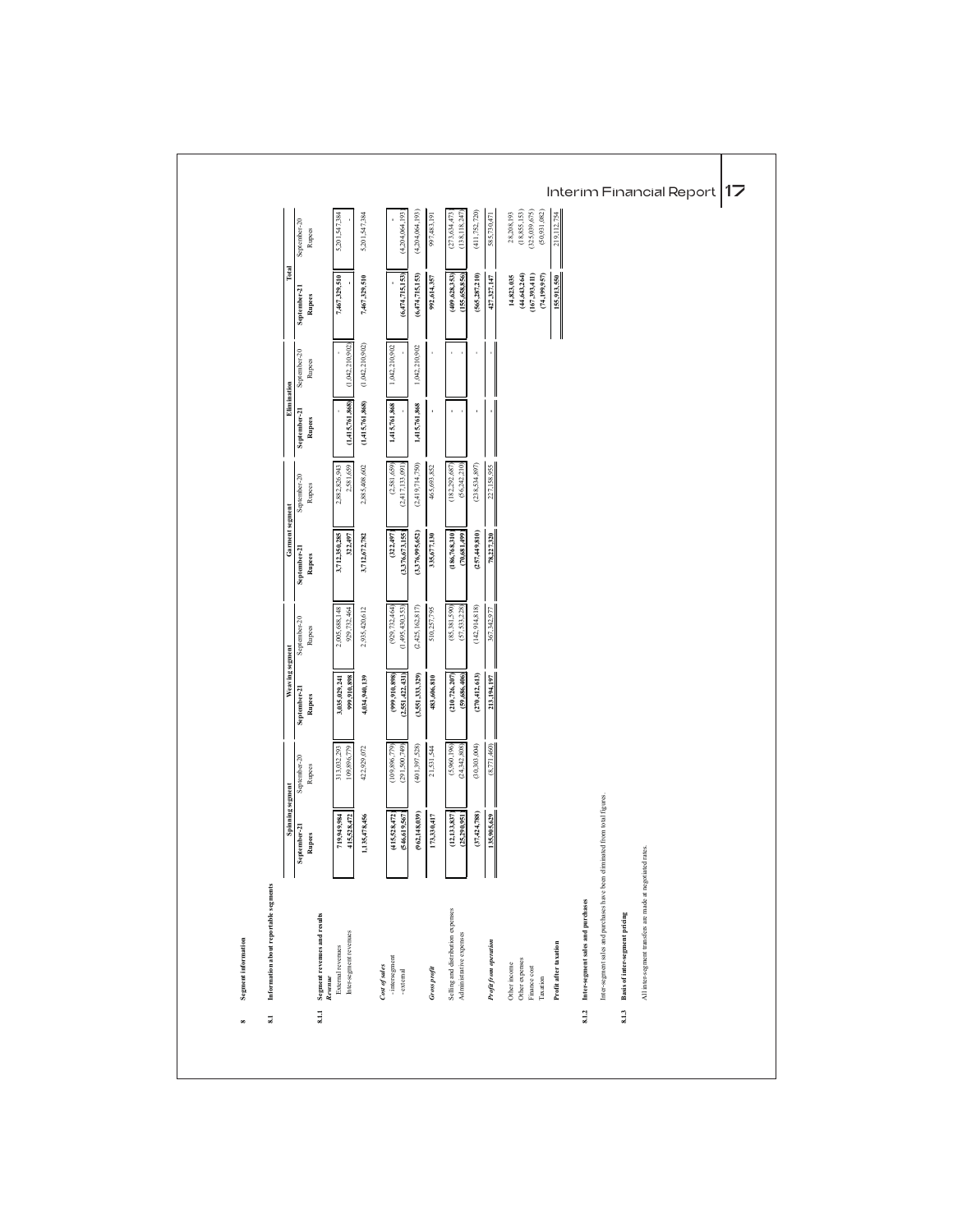## 8 Segment information

### 8.1 Information about reportable segments

| | Spinning segment | | Weaving segment | | Garment segment | | Elimination | | Total | |
|---|---|---|---|---|---|---|---|---|---|---|
| | September-21 | September-20 | September-21 | September-20 | September-21 | September-20 | September-21 | September-20 | September-21 | September-20 |
| | Rupees | Rupees | Rupees | Rupees | Rupees | Rupees | Rupees | Rupees | Rupees | Rupees |
| **8.1.1 Segment revenues and results** | | | | | | | | | | |
| ***Revenue*** | | | | | | | | | | |
| External revenues | 719,949,984 | 313,032,293 | 3,035,029,241 | 2,005,688,148 | 3,712,350,285 | 2,882,826,943 | - | - | 7,467,329,510 | 5,201,547,384 |
| Inter-segment revenues | 415,528,472 | 109,896,779 | 999,910,898 | 929,732,464 | 322,497 | 2,581,659 | (1,415,761,868) | (1,042,210,902) | - | - |
| | 1,135,478,456 | 422,929,072 | 4,034,940,139 | 2,935,420,612 | 3,712,672,782 | 2,885,408,602 | (1,415,761,868) | (1,042,210,902) | 7,467,329,510 | 5,201,547,384 |
| ***Cost of sales*** | | | | | | | | | | |
| - inter-segment | (415,528,472) | (109,896,779) | (999,910,898) | (929,732,464) | (322,497) | (2,581,659) | 1,415,761,868 | 1,042,210,902 | - | - |
| - external | (546,619,567) | (291,500,749) | (2,551,422,431) | (1,495,430,353) | (3,376,673,155) | (2,417,133,091) | - | - | (6,474,715,153) | (4,204,064,193) |
| | (962,148,039) | (401,397,528) | (3,551,333,329) | (2,425,162,817) | (3,376,995,652) | (2,419,714,750) | 1,415,761,868 | 1,042,210,902 | (6,474,715,153) | (4,204,064,193) |
| ***Gross profit*** | 173,330,417 | 21,531,544 | 483,606,810 | 510,257,795 | 335,677,130 | 465,693,852 | - | - | 992,614,357 | 997,483,191 |
| Selling and distribution expenses | (12,133,837) | (5,960,196) | (210,726,207) | (85,381,590) | (186,768,310) | (182,292,687) | - | - | (409,628,353) | (273,634,473) |
| Administrative expenses | (25,290,951) | (24,342,808) | (59,686,406) | (57,533,228) | (70,681,499) | (56,242,210) | - | - | (155,658,856) | (138,118,247) |
| | (37,424,788) | (30,303,004) | (270,412,613) | (142,914,818) | (257,449,810) | (238,534,897) | - | - | (565,287,210) | (411,752,720) |
| ***Profit from operation*** | 135,905,629 | (8,771,460) | 213,194,197 | 367,342,977 | 78,227,320 | 227,158,955 | - | - | 427,327,147 | 585,730,471 |
| Other income | | | | | | | | | 14,823,035 | 28,208,193 |
| Other expenses | | | | | | | | | (44,643,264) | (18,855,153) |
| Finance cost | | | | | | | | | (167,393,411) | (325,039,675) |
| Taxation | | | | | | | | | (74,199,957) | (50,931,082) |
| **Profit after taxation** | | | | | | | | | 155,913,550 | 219,112,754 |

### 8.1.2 Inter-segment sales and purchases

Inter-segment sales and purchases have been eliminated from total figures.

### 8.1.3 Basis of inter-segment pricing

All inter-segment transfers are made at negotiated rates.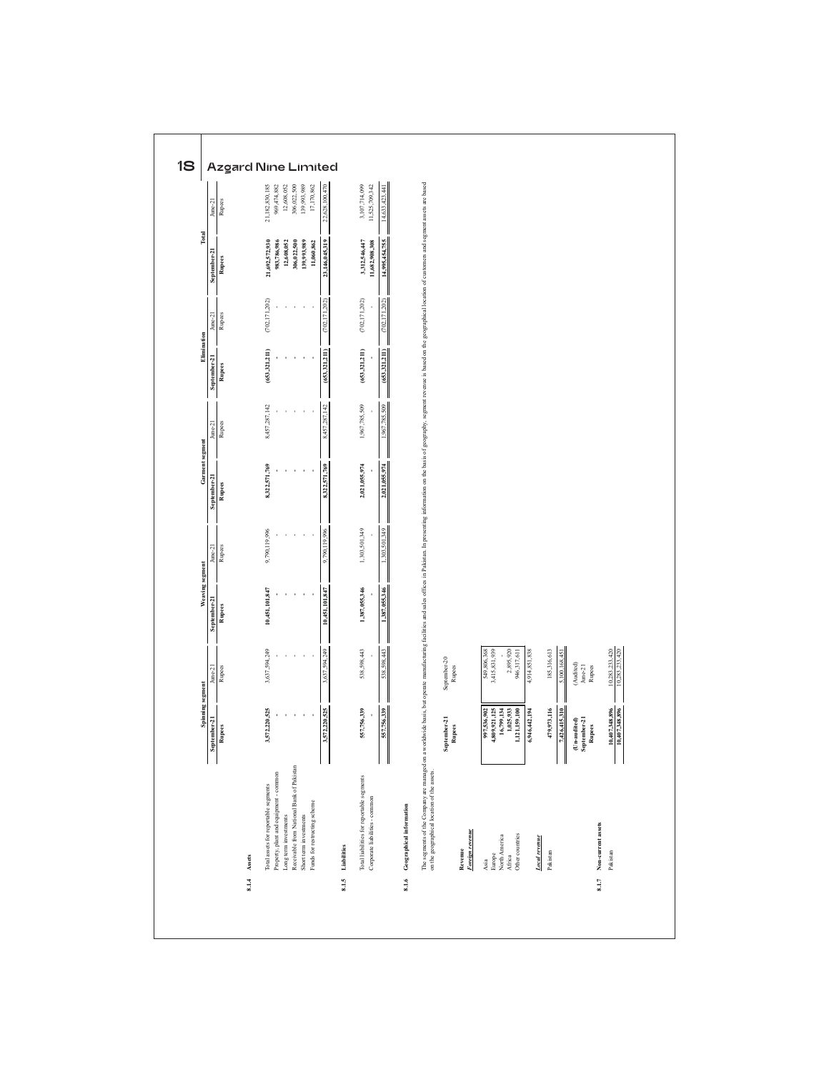#### 8.1.4 Assets

| | Spinning segment | | Weaving segment | | Garment segment | | Elimination | | Total | |
|---|---|---|---|---|---|---|---|---|---|---|
| | September-21 | June-21 | September-21 | June-21 | September-21 | June-21 | September-21 | June-21 | September-21 | June-21 |
| | Rupees | Rupees | Rupees | Rupees | Rupees | Rupees | Rupees | Rupees | Rupees | Rupees |
| Total assets for reportable segments | 3,572,220,525 | 3,637,594,249 | 10,451,101,847 | 9,790,119,996 | 8,322,571,769 | 8,457,287,142 | (653,321,211) | (702,171,202) | 21,692,572,930 | 21,182,830,185 |
| Property, plant and equipment - common | - | - | - | - | - | - | - | - | 983,786,986 | 969,474,882 |
| Long term investments | - | - | - | - | - | - | - | - | 12,608,052 | 12,608,052 |
| Receivable from National Bank of Pakistan | - | - | - | - | - | - | - | - | 306,022,500 | 306,022,500 |
| Short term investments | - | - | - | - | - | - | - | - | 139,993,989 | 139,993,989 |
| Funds for restructing scheme | - | - | - | - | - | - | - | - | 11,060,862 | 17,170,862 |
| | 3,572,220,525 | 3,637,594,249 | 10,451,101,847 | 9,790,119,996 | 8,322,571,769 | 8,457,287,142 | (653,321,211) | (702,171,202) | 23,146,045,319 | 22,628,100,470 |

#### 8.1.5 Liabilities

| | Spinning segment | | Weaving segment | | Garment segment | | Elimination | | Total | |
|---|---|---|---|---|---|---|---|---|---|---|
| | September-21 | June-21 | September-21 | June-21 | September-21 | June-21 | September-21 | June-21 | September-21 | June-21 |
| Total liabilities for reportable segments | 557,756,339 | 538,598,443 | 1,387,055,346 | 1,303,501,349 | 2,021,055,974 | 1,967,785,509 | (653,321,211) | (702,171,202) | 3,312,546,447 | 3,107,714,099 |
| Corporate liabilities - common | - | - | - | - | - | - | - | - | 11,682,908,308 | 11,525,709,342 |
| | 557,756,339 | 538,598,443 | 1,387,055,346 | 1,303,501,349 | 2,021,055,974 | 1,967,785,509 | (653,321,211) | (702,171,202) | 14,995,454,755 | 14,633,423,441 |

#### 8.1.6 Geographical information

The segments of the Company are managed on a worldwide basis, but operate manufacturing facilities and sales offices in Pakistan. In presenting information on the basis of geography, segment revenue is based on the geographical location of customers and segment assets are based on the geographical location of the assets.

| | September-21 | September-20 |
|---|---|---|
| | Rupees | Rupees |
| **Revenue** | | |
| ***Foreign revenue*** | | |
| Asia | 997,536,902 | 549,806,368 |
| Europe | 4,809,921,125 | 3,415,831,939 |
| North America | 16,799,134 | - |
| Africa | 1,025,933 | 2,895,920 |
| Other countries | 1,121,159,100 | 946,317,611 |
| | 6,946,442,194 | 4,914,851,838 |
| ***Local revenue*** | | |
| Pakistan | 479,973,116 | 185,316,613 |
| | 7,426,415,310 | 5,100,168,451 |

#### 8.1.7 Non-current assets

| | (Un-audited) September-21 | (Audited) June-21 |
|---|---|---|
| | Rupees | Rupees |
| Pakistan | 10,407,348,896 | 10,283,233,420 |
| | 10,407,348,896 | 10,283,233,420 |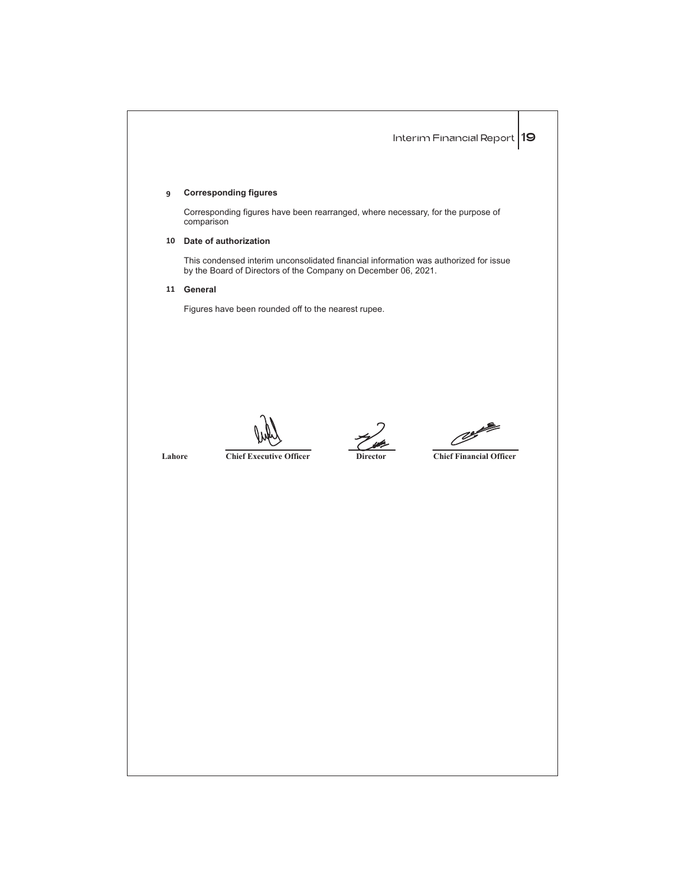## 9 Corresponding figures

Corresponding figures have been rearranged, where necessary, for the purpose of comparison

## 10 Date of authorization

This condensed interim unconsolidated financial information was authorized for issue by the Board of Directors of the Company on December 06, 2021.

## 11 General

Figures have been rounded off to the nearest rupee.

| Lahore | Chief Executive Officer | Director | Chief Financial Officer |
|---|---|---|---|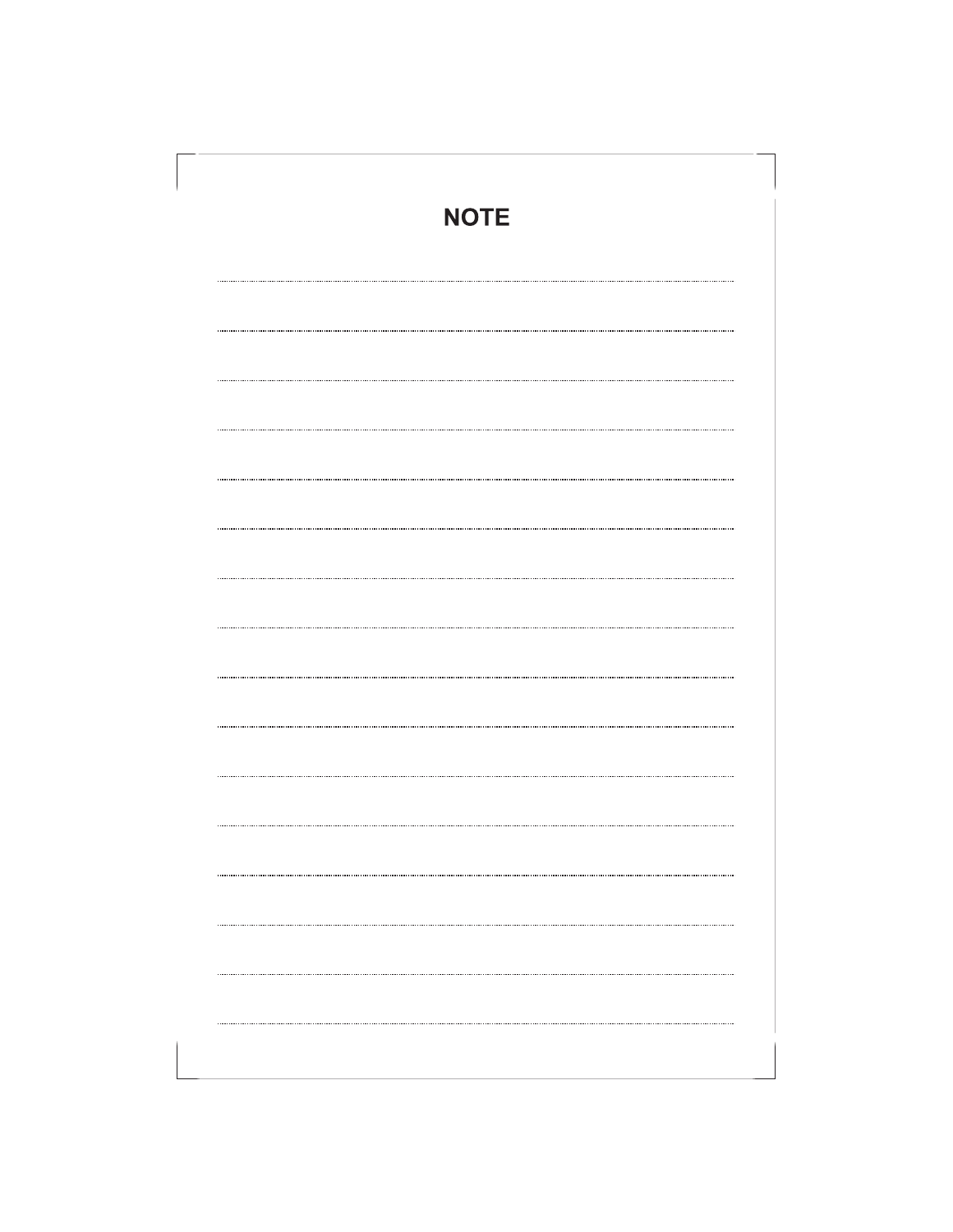# NOTE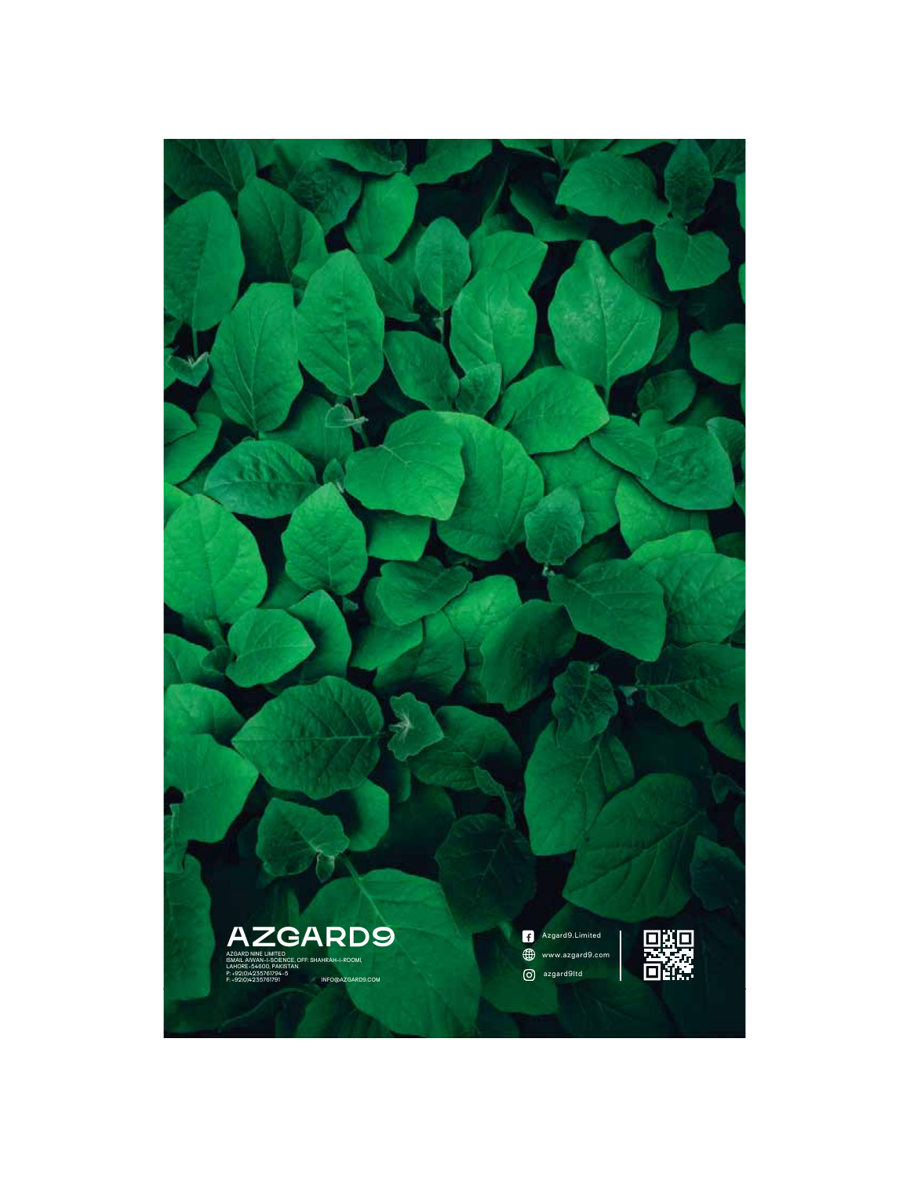AZGARD9

AZGARD NINE LIMITED
ISMAIL AIWAN-I-SCIENCE, OFF: SHAHRAH-I-ROOMI,
LAHORE-54600, PAKISTAN.
P: +92(0)4235761794-5
F: +92(0)4235761791

INFO@AZGARD9.COM

Azgard9.Limited

www.azgard9.com

azgard9ltd